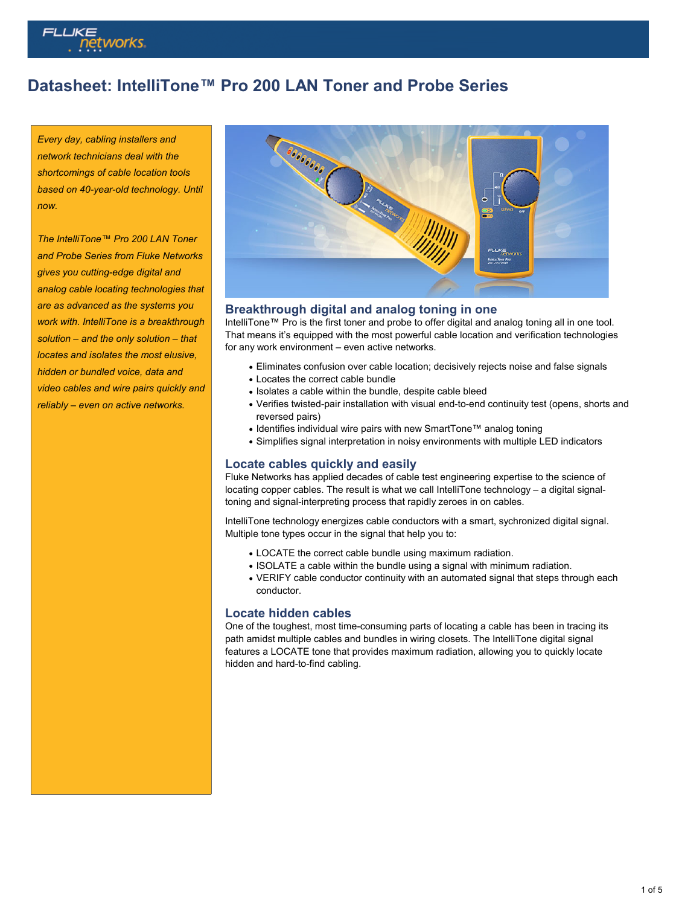# Datasheet: IntelliTone™ Pro 200 LAN Toner and Probe Series

*Every day, cabling installers and network technicians deal with the shortcomings of cable location tools based on 40-year-old technology. Until now.*

*The IntelliTone™ Pro 200 LAN Toner and Probe Series from Fluke Networks gives you cutting-edge digital and analog cable locating technologies that are as advanced as the systems you work with. IntelliTone is a breakthrough solution – and the only solution – that locates and isolates the most elusive, hidden or bundled voice, data and video cables and wire pairs quickly and reliably – even on active networks.*

## Breakthrough digital and analog toning in one

IntelliTone™ Pro is the first toner and probe to offer digital and analog toning all in one tool. That means it's equipped with the most powerful cable location and verification technologies for any work environment – even active networks.

- Eliminates confusion over cable location; decisively rejects noise and false signals
- Locates the correct cable bundle
- Isolates a cable within the bundle, despite cable bleed
- Verifies twisted-pair installation with visual end-to-end continuity test (opens, shorts and reversed pairs)
- Identifies individual wire pairs with new SmartTone™ analog toning
- Simplifies signal interpretation in noisy environments with multiple LED indicators

## Locate cables quickly and easily

Fluke Networks has applied decades of cable test engineering expertise to the science of locating copper cables. The result is what we call IntelliTone technology – a digital signal-toning and signal-interpreting process that rapidly zeroes in on cables.

IntelliTone technology energizes cable conductors with a smart, sychronized digital signal. Multiple tone types occur in the signal that help you to:

- LOCATE the correct cable bundle using maximum radiation.
- ISOLATE a cable within the bundle using a signal with minimum radiation.
- VERIFY cable conductor continuity with an automated signal that steps through each conductor.

## Locate hidden cables

One of the toughest, most time-consuming parts of locating a cable has been in tracing its path amidst multiple cables and bundles in wiring closets. The IntelliTone digital signal features a LOCATE tone that provides maximum radiation, allowing you to quickly locate hidden and hard-to-find cabling.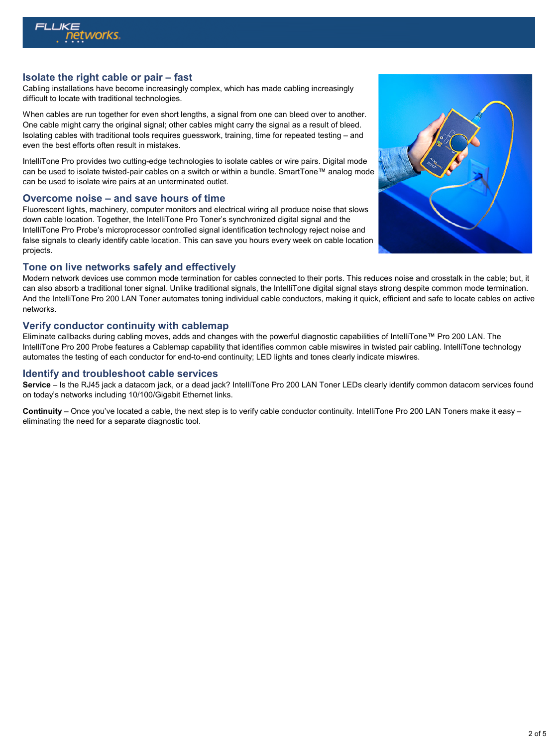## Isolate the right cable or pair – fast

Cabling installations have become increasingly complex, which has made cabling increasingly difficult to locate with traditional technologies.

When cables are run together for even short lengths, a signal from one can bleed over to another. One cable might carry the original signal; other cables might carry the signal as a result of bleed. Isolating cables with traditional tools requires guesswork, training, time for repeated testing – and even the best efforts often result in mistakes.

IntelliTone Pro provides two cutting-edge technologies to isolate cables or wire pairs. Digital mode can be used to isolate twisted-pair cables on a switch or within a bundle. SmartTone™ analog mode can be used to isolate wire pairs at an unterminated outlet.

## Overcome noise – and save hours of time

Fluorescent lights, machinery, computer monitors and electrical wiring all produce noise that slows down cable location. Together, the IntelliTone Pro Toner's synchronized digital signal and the IntelliTone Pro Probe's microprocessor controlled signal identification technology reject noise and false signals to clearly identify cable location. This can save you hours every week on cable location projects.

## Tone on live networks safely and effectively

Modern network devices use common mode termination for cables connected to their ports. This reduces noise and crosstalk in the cable; but, it can also absorb a traditional toner signal. Unlike traditional signals, the IntelliTone digital signal stays strong despite common mode termination. And the IntelliTone Pro 200 LAN Toner automates toning individual cable conductors, making it quick, efficient and safe to locate cables on active networks.

## Verify conductor continuity with cablemap

Eliminate callbacks during cabling moves, adds and changes with the powerful diagnostic capabilities of IntelliTone™ Pro 200 LAN. The IntelliTone Pro 200 Probe features a Cablemap capability that identifies common cable miswires in twisted pair cabling. IntelliTone technology automates the testing of each conductor for end-to-end continuity; LED lights and tones clearly indicate miswires.

## Identify and troubleshoot cable services

**Service** – Is the RJ45 jack a datacom jack, or a dead jack? IntelliTone Pro 200 LAN Toner LEDs clearly identify common datacom services found on today's networks including 10/100/Gigabit Ethernet links.

**Continuity** – Once you've located a cable, the next step is to verify cable conductor continuity. IntelliTone Pro 200 LAN Toners make it easy – eliminating the need for a separate diagnostic tool.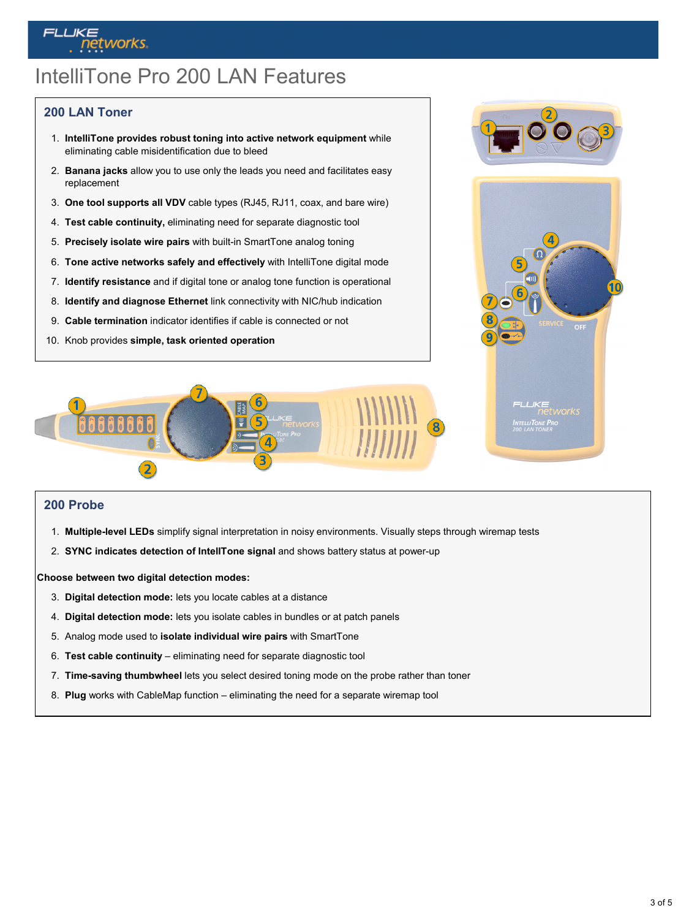# IntelliTone Pro 200 LAN Features

## 200 LAN Toner

1. **IntelliTone provides robust toning into active network equipment** while eliminating cable misidentification due to bleed
2. **Banana jacks** allow you to use only the leads you need and facilitates easy replacement
3. **One tool supports all VDV** cable types (RJ45, RJ11, coax, and bare wire)
4. **Test cable continuity,** eliminating need for separate diagnostic tool
5. **Precisely isolate wire pairs** with built-in SmartTone analog toning
6. **Tone active networks safely and effectively** with IntelliTone digital mode
7. **Identify resistance** and if digital tone or analog tone function is operational
8. **Identify and diagnose Ethernet** link connectivity with NIC/hub indication
9. **Cable termination** indicator identifies if cable is connected or not
10. Knob provides **simple, task oriented operation**

## 200 Probe

1. **Multiple-level LEDs** simplify signal interpretation in noisy environments. Visually steps through wiremap tests
2. **SYNC indicates detection of IntellTone signal** and shows battery status at power-up

**Choose between two digital detection modes:**

3. **Digital detection mode:** lets you locate cables at a distance
4. **Digital detection mode:** lets you isolate cables in bundles or at patch panels
5. Analog mode used to **isolate individual wire pairs** with SmartTone
6. **Test cable continuity** – eliminating need for separate diagnostic tool
7. **Time-saving thumbwheel** lets you select desired toning mode on the probe rather than toner
8. **Plug** works with CableMap function – eliminating the need for a separate wiremap tool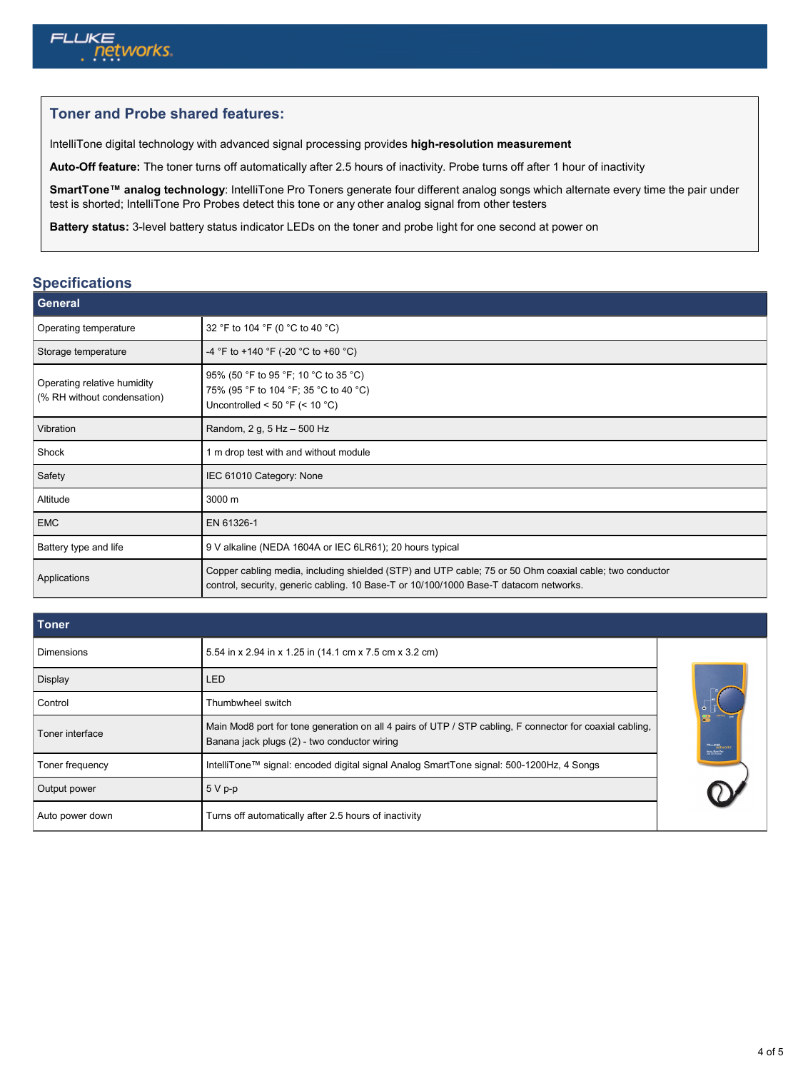## Toner and Probe shared features:

IntelliTone digital technology with advanced signal processing provides **high-resolution measurement**

**Auto-Off feature:** The toner turns off automatically after 2.5 hours of inactivity. Probe turns off after 1 hour of inactivity

**SmartTone™ analog technology**: IntelliTone Pro Toners generate four different analog songs which alternate every time the pair under test is shorted; IntelliTone Pro Probes detect this tone or any other analog signal from other testers

**Battery status:** 3-level battery status indicator LEDs on the toner and probe light for one second at power on

## Specifications

| General | |
|---|---|
| Operating temperature | 32 °F to 104 °F (0 °C to 40 °C) |
| Storage temperature | -4 °F to +140 °F (-20 °C to +60 °C) |
| Operating relative humidity (% RH without condensation) | 95% (50 °F to 95 °F; 10 °C to 35 °C)<br>75% (95 °F to 104 °F; 35 °C to 40 °C)<br>Uncontrolled < 50 °F (< 10 °C) |
| Vibration | Random, 2 g, 5 Hz – 500 Hz |
| Shock | 1 m drop test with and without module |
| Safety | IEC 61010 Category: None |
| Altitude | 3000 m |
| EMC | EN 61326-1 |
| Battery type and life | 9 V alkaline (NEDA 1604A or IEC 6LR61); 20 hours typical |
| Applications | Copper cabling media, including shielded (STP) and UTP cable; 75 or 50 Ohm coaxial cable; two conductor control, security, generic cabling. 10 Base-T or 10/100/1000 Base-T datacom networks. |

| Toner | |
|---|---|
| Dimensions | 5.54 in x 2.94 in x 1.25 in (14.1 cm x 7.5 cm x 3.2 cm) |
| Display | LED |
| Control | Thumbwheel switch |
| Toner interface | Main Mod8 port for tone generation on all 4 pairs of UTP / STP cabling, F connector for coaxial cabling, Banana jack plugs (2) - two conductor wiring |
| Toner frequency | IntelliTone™ signal: encoded digital signal Analog SmartTone signal: 500-1200Hz, 4 Songs |
| Output power | 5 V p-p |
| Auto power down | Turns off automatically after 2.5 hours of inactivity |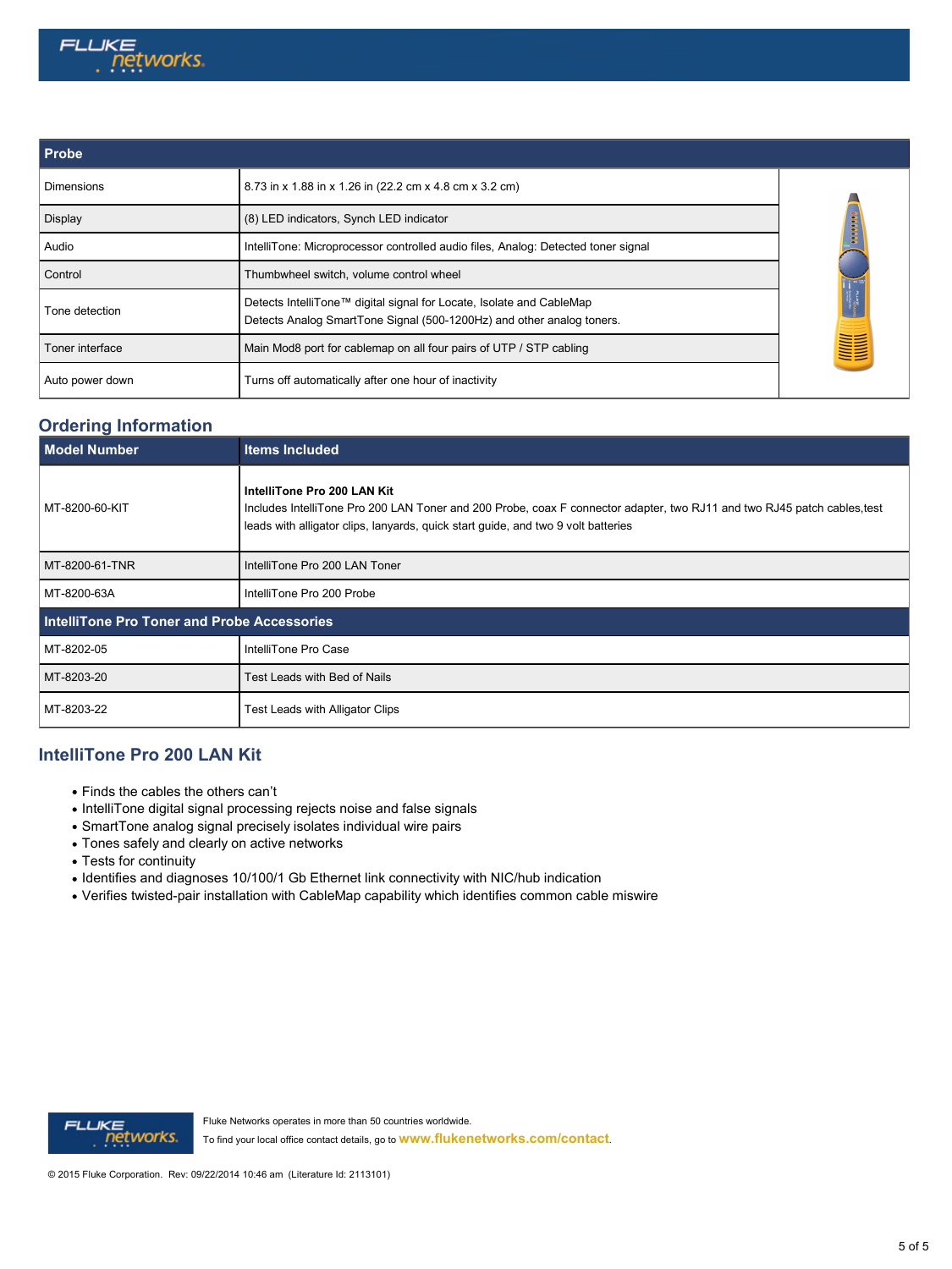| Probe | |
|---|---|
| Dimensions | 8.73 in x 1.88 in x 1.26 in (22.2 cm x 4.8 cm x 3.2 cm) |
| Display | (8) LED indicators, Synch LED indicator |
| Audio | IntelliTone: Microprocessor controlled audio files, Analog: Detected toner signal |
| Control | Thumbwheel switch, volume control wheel |
| Tone detection | Detects IntelliTone™ digital signal for Locate, Isolate and CableMap<br>Detects Analog SmartTone Signal (500-1200Hz) and other analog toners. |
| Toner interface | Main Mod8 port for cablemap on all four pairs of UTP / STP cabling |
| Auto power down | Turns off automatically after one hour of inactivity |

## Ordering Information

| Model Number | Items Included |
|---|---|
| MT-8200-60-KIT | **IntelliTone Pro 200 LAN Kit**<br>Includes IntelliTone Pro 200 LAN Toner and 200 Probe, coax F connector adapter, two RJ11 and two RJ45 patch cables,test leads with alligator clips, lanyards, quick start guide, and two 9 volt batteries |
| MT-8200-61-TNR | IntelliTone Pro 200 LAN Toner |
| MT-8200-63A | IntelliTone Pro 200 Probe |
| **IntelliTone Pro Toner and Probe Accessories** | |
| MT-8202-05 | IntelliTone Pro Case |
| MT-8203-20 | Test Leads with Bed of Nails |
| MT-8203-22 | Test Leads with Alligator Clips |

## IntelliTone Pro 200 LAN Kit

- Finds the cables the others can't
- IntelliTone digital signal processing rejects noise and false signals
- SmartTone analog signal precisely isolates individual wire pairs
- Tones safely and clearly on active networks
- Tests for continuity
- Identifies and diagnoses 10/100/1 Gb Ethernet link connectivity with NIC/hub indication
- Verifies twisted-pair installation with CableMap capability which identifies common cable miswire

Fluke Networks operates in more than 50 countries worldwide.
To find your local office contact details, go to **www.flukenetworks.com/contact**.

© 2015 Fluke Corporation. Rev: 09/22/2014 10:46 am (Literature Id: 2113101)